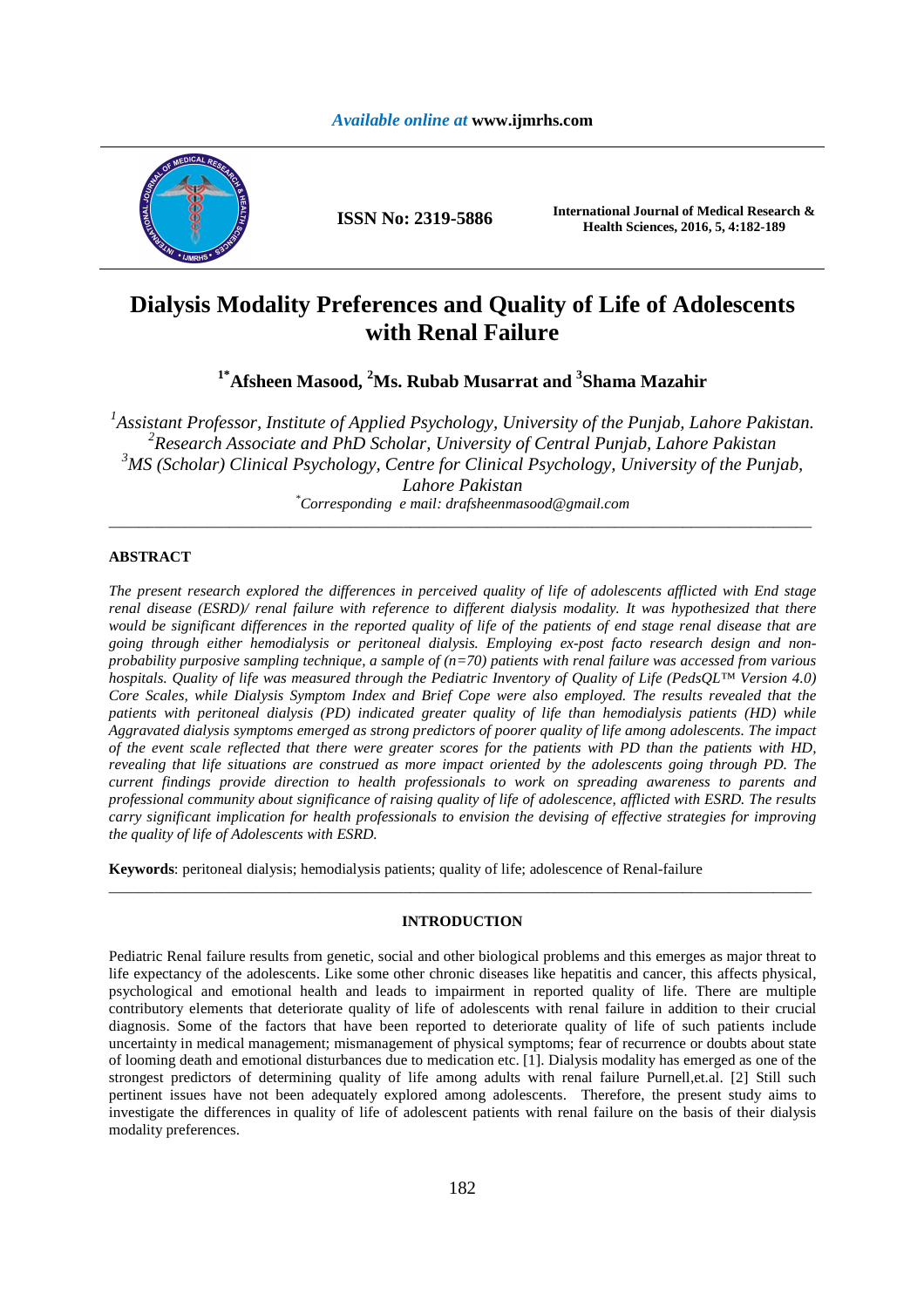*Available online at* **www.ijmrhs.com**

**ISSN No: 2319-5886**

**International Journal of Medical Research & Health Sciences, 2016, 5, 4:182-189**

# Dialysis Modality Preferences and Quality of Life of Adolescents with Renal Failure

**[1*]Afsheen Masood, [2]Ms. Rubab Musarrat and [3]Shama Mazahir**

*[1]Assistant Professor, Institute of Applied Psychology, University of the Punjab, Lahore Pakistan.*
*[2]Research Associate and PhD Scholar, University of Central Punjab, Lahore Pakistan*
*[3]MS (Scholar) Clinical Psychology, Centre for Clinical Psychology, University of the Punjab, Lahore Pakistan*
*[*]Corresponding e mail: drafsheenmasood@gmail.com*

---

## ABSTRACT

*The present research explored the differences in perceived quality of life of adolescents afflicted with End stage renal disease (ESRD)/ renal failure with reference to different dialysis modality. It was hypothesized that there would be significant differences in the reported quality of life of the patients of end stage renal disease that are going through either hemodialysis or peritoneal dialysis. Employing ex-post facto research design and non-probability purposive sampling technique, a sample of (n=70) patients with renal failure was accessed from various hospitals. Quality of life was measured through the Pediatric Inventory of Quality of Life (PedsQL™ Version 4.0) Core Scales, while Dialysis Symptom Index and Brief Cope were also employed. The results revealed that the patients with peritoneal dialysis (PD) indicated greater quality of life than hemodialysis patients (HD) while Aggravated dialysis symptoms emerged as strong predictors of poorer quality of life among adolescents. The impact of the event scale reflected that there were greater scores for the patients with PD than the patients with HD, revealing that life situations are construed as more impact oriented by the adolescents going through PD. The current findings provide direction to health professionals to work on spreading awareness to parents and professional community about significance of raising quality of life of adolescence, afflicted with ESRD. The results carry significant implication for health professionals to envision the devising of effective strategies for improving the quality of life of Adolescents with ESRD.*

**Keywords**: peritoneal dialysis; hemodialysis patients; quality of life; adolescence of Renal-failure

---

## INTRODUCTION

Pediatric Renal failure results from genetic, social and other biological problems and this emerges as major threat to life expectancy of the adolescents. Like some other chronic diseases like hepatitis and cancer, this affects physical, psychological and emotional health and leads to impairment in reported quality of life. There are multiple contributory elements that deteriorate quality of life of adolescents with renal failure in addition to their crucial diagnosis. Some of the factors that have been reported to deteriorate quality of life of such patients include uncertainty in medical management; mismanagement of physical symptoms; fear of recurrence or doubts about state of looming death and emotional disturbances due to medication etc. [1]. Dialysis modality has emerged as one of the strongest predictors of determining quality of life among adults with renal failure Purnell,et.al. [2] Still such pertinent issues have not been adequately explored among adolescents. Therefore, the present study aims to investigate the differences in quality of life of adolescent patients with renal failure on the basis of their dialysis modality preferences.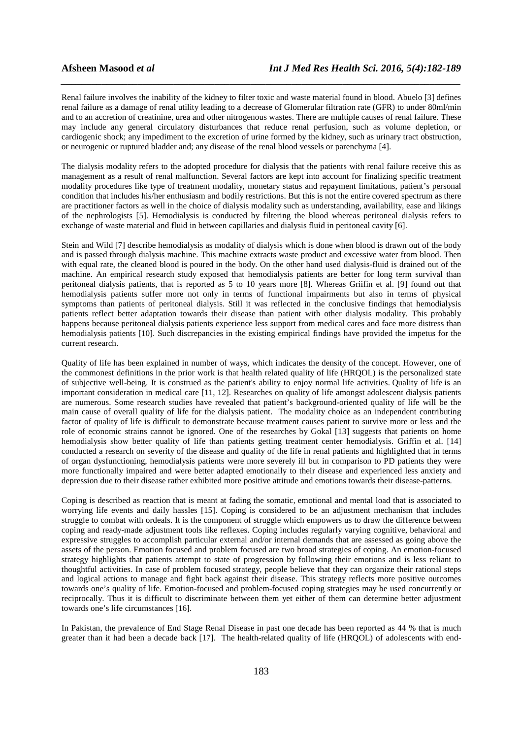Renal failure involves the inability of the kidney to filter toxic and waste material found in blood. Abuelo [3] defines renal failure as a damage of renal utility leading to a decrease of Glomerular filtration rate (GFR) to under 80ml/min and to an accretion of creatinine, urea and other nitrogenous wastes. There are multiple causes of renal failure. These may include any general circulatory disturbances that reduce renal perfusion, such as volume depletion, or cardiogenic shock; any impediment to the excretion of urine formed by the kidney, such as urinary tract obstruction, or neurogenic or ruptured bladder and; any disease of the renal blood vessels or parenchyma [4].

The dialysis modality refers to the adopted procedure for dialysis that the patients with renal failure receive this as management as a result of renal malfunction. Several factors are kept into account for finalizing specific treatment modality procedures like type of treatment modality, monetary status and repayment limitations, patient's personal condition that includes his/her enthusiasm and bodily restrictions. But this is not the entire covered spectrum as there are practitioner factors as well in the choice of dialysis modality such as understanding, availability, ease and likings of the nephrologists [5]. Hemodialysis is conducted by filtering the blood whereas peritoneal dialysis refers to exchange of waste material and fluid in between capillaries and dialysis fluid in peritoneal cavity [6].

Stein and Wild [7] describe hemodialysis as modality of dialysis which is done when blood is drawn out of the body and is passed through dialysis machine. This machine extracts waste product and excessive water from blood. Then with equal rate, the cleaned blood is poured in the body. On the other hand used dialysis-fluid is drained out of the machine. An empirical research study exposed that hemodialysis patients are better for long term survival than peritoneal dialysis patients, that is reported as 5 to 10 years more [8]. Whereas Griifin et al. [9] found out that hemodialysis patients suffer more not only in terms of functional impairments but also in terms of physical symptoms than patients of peritoneal dialysis. Still it was reflected in the conclusive findings that hemodialysis patients reflect better adaptation towards their disease than patient with other dialysis modality. This probably happens because peritoneal dialysis patients experience less support from medical cares and face more distress than hemodialysis patients [10]. Such discrepancies in the existing empirical findings have provided the impetus for the current research.

Quality of life has been explained in number of ways, which indicates the density of the concept. However, one of the commonest definitions in the prior work is that health related quality of life (HRQOL) is the personalized state of subjective well-being. It is construed as the patient's ability to enjoy normal life activities. Quality of life is an important consideration in medical care [11, 12]. Researches on quality of life amongst adolescent dialysis patients are numerous. Some research studies have revealed that patient's background-oriented quality of life will be the main cause of overall quality of life for the dialysis patient. The modality choice as an independent contributing factor of quality of life is difficult to demonstrate because treatment causes patient to survive more or less and the role of economic strains cannot be ignored. One of the researches by Gokal [13] suggests that patients on home hemodialysis show better quality of life than patients getting treatment center hemodialysis. Griffin et al. [14] conducted a research on severity of the disease and quality of the life in renal patients and highlighted that in terms of organ dysfunctioning, hemodialysis patients were more severely ill but in comparison to PD patients they were more functionally impaired and were better adapted emotionally to their disease and experienced less anxiety and depression due to their disease rather exhibited more positive attitude and emotions towards their disease-patterns.

Coping is described as reaction that is meant at fading the somatic, emotional and mental load that is associated to worrying life events and daily hassles [15]. Coping is considered to be an adjustment mechanism that includes struggle to combat with ordeals. It is the component of struggle which empowers us to draw the difference between coping and ready-made adjustment tools like reflexes. Coping includes regularly varying cognitive, behavioral and expressive struggles to accomplish particular external and/or internal demands that are assessed as going above the assets of the person. Emotion focused and problem focused are two broad strategies of coping. An emotion-focused strategy highlights that patients attempt to state of progression by following their emotions and is less reliant to thoughtful activities. In case of problem focused strategy, people believe that they can organize their rational steps and logical actions to manage and fight back against their disease. This strategy reflects more positive outcomes towards one's quality of life. Emotion-focused and problem-focused coping strategies may be used concurrently or reciprocally. Thus it is difficult to discriminate between them yet either of them can determine better adjustment towards one's life circumstances [16].

In Pakistan, the prevalence of End Stage Renal Disease in past one decade has been reported as 44 % that is much greater than it had been a decade back [17]. The health-related quality of life (HRQOL) of adolescents with end-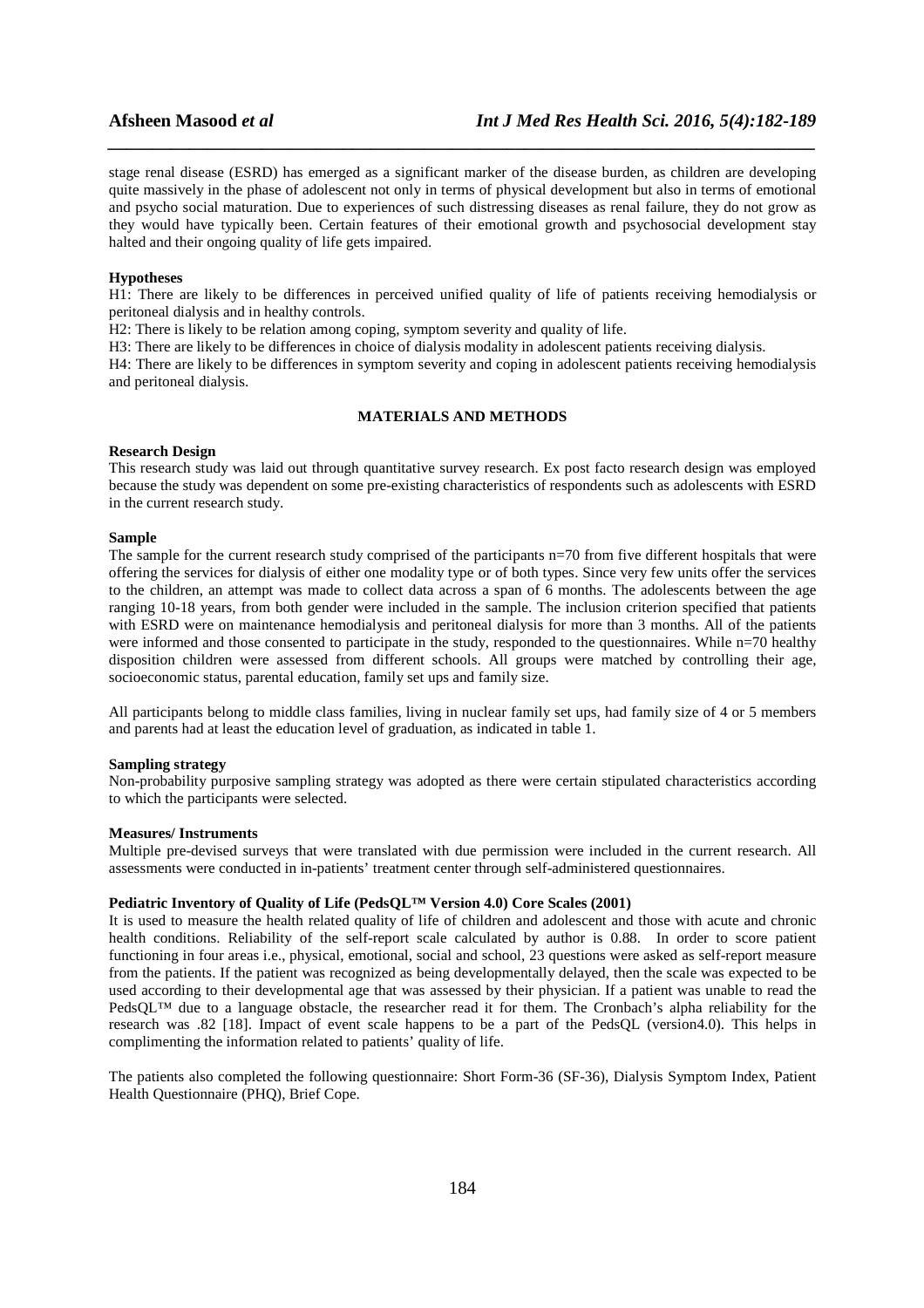stage renal disease (ESRD) has emerged as a significant marker of the disease burden, as children are developing quite massively in the phase of adolescent not only in terms of physical development but also in terms of emotional and psycho social maturation. Due to experiences of such distressing diseases as renal failure, they do not grow as they would have typically been. Certain features of their emotional growth and psychosocial development stay halted and their ongoing quality of life gets impaired.

**Hypotheses**

H1: There are likely to be differences in perceived unified quality of life of patients receiving hemodialysis or peritoneal dialysis and in healthy controls.

H2: There is likely to be relation among coping, symptom severity and quality of life.

H3: There are likely to be differences in choice of dialysis modality in adolescent patients receiving dialysis.

H4: There are likely to be differences in symptom severity and coping in adolescent patients receiving hemodialysis and peritoneal dialysis.

## MATERIALS AND METHODS

**Research Design**

This research study was laid out through quantitative survey research. Ex post facto research design was employed because the study was dependent on some pre-existing characteristics of respondents such as adolescents with ESRD in the current research study.

**Sample**

The sample for the current research study comprised of the participants n=70 from five different hospitals that were offering the services for dialysis of either one modality type or of both types. Since very few units offer the services to the children, an attempt was made to collect data across a span of 6 months. The adolescents between the age ranging 10-18 years, from both gender were included in the sample. The inclusion criterion specified that patients with ESRD were on maintenance hemodialysis and peritoneal dialysis for more than 3 months. All of the patients were informed and those consented to participate in the study, responded to the questionnaires. While n=70 healthy disposition children were assessed from different schools. All groups were matched by controlling their age, socioeconomic status, parental education, family set ups and family size.

All participants belong to middle class families, living in nuclear family set ups, had family size of 4 or 5 members and parents had at least the education level of graduation, as indicated in table 1.

**Sampling strategy**

Non-probability purposive sampling strategy was adopted as there were certain stipulated characteristics according to which the participants were selected.

**Measures/ Instruments**

Multiple pre-devised surveys that were translated with due permission were included in the current research. All assessments were conducted in in-patients' treatment center through self-administered questionnaires.

**Pediatric Inventory of Quality of Life (PedsQL™ Version 4.0) Core Scales (2001)**

It is used to measure the health related quality of life of children and adolescent and those with acute and chronic health conditions. Reliability of the self-report scale calculated by author is 0.88. In order to score patient functioning in four areas i.e., physical, emotional, social and school, 23 questions were asked as self-report measure from the patients. If the patient was recognized as being developmentally delayed, then the scale was expected to be used according to their developmental age that was assessed by their physician. If a patient was unable to read the PedsQL™ due to a language obstacle, the researcher read it for them. The Cronbach's alpha reliability for the research was .82 [18]. Impact of event scale happens to be a part of the PedsQL (version4.0). This helps in complimenting the information related to patients' quality of life.

The patients also completed the following questionnaire: Short Form-36 (SF-36), Dialysis Symptom Index, Patient Health Questionnaire (PHQ), Brief Cope.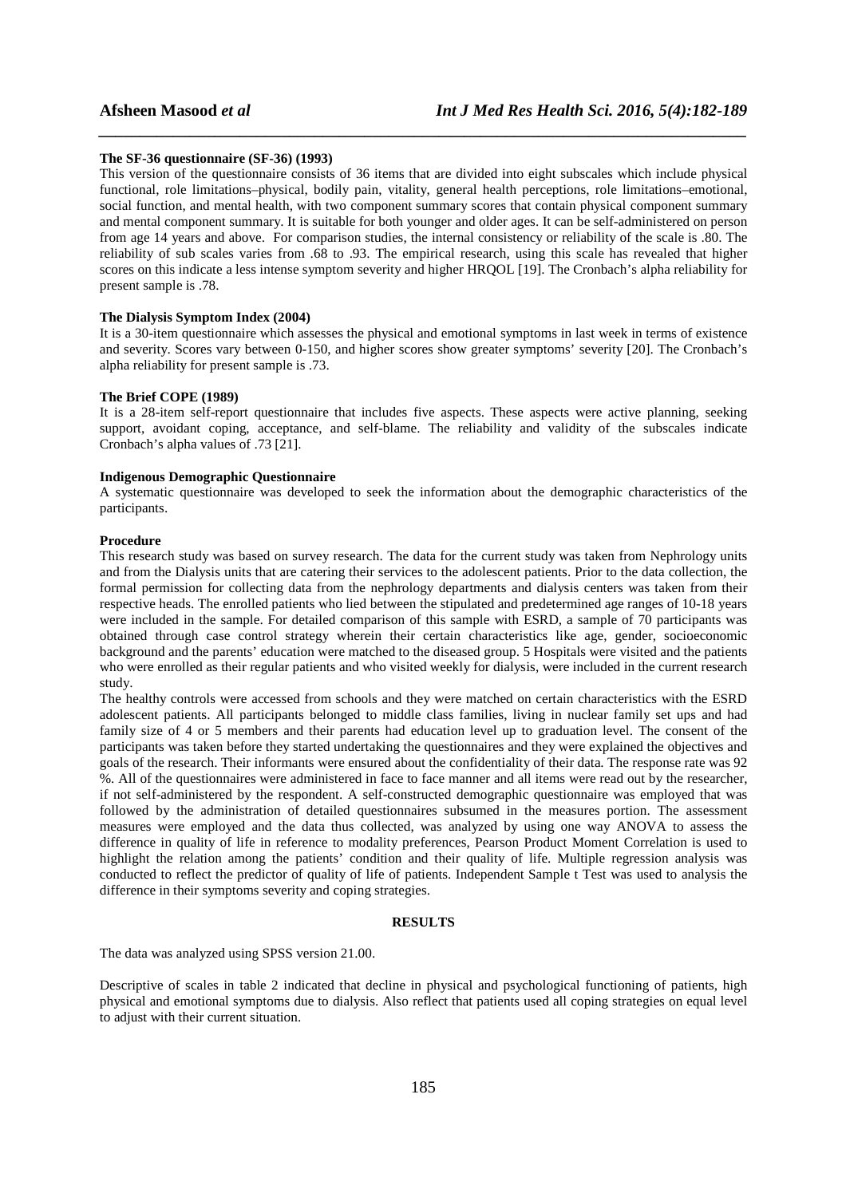**The SF-36 questionnaire (SF-36) (1993)**

This version of the questionnaire consists of 36 items that are divided into eight subscales which include physical functional, role limitations–physical, bodily pain, vitality, general health perceptions, role limitations–emotional, social function, and mental health, with two component summary scores that contain physical component summary and mental component summary. It is suitable for both younger and older ages. It can be self-administered on person from age 14 years and above. For comparison studies, the internal consistency or reliability of the scale is .80. The reliability of sub scales varies from .68 to .93. The empirical research, using this scale has revealed that higher scores on this indicate a less intense symptom severity and higher HRQOL [19]. The Cronbach's alpha reliability for present sample is .78.

**The Dialysis Symptom Index (2004)**

It is a 30-item questionnaire which assesses the physical and emotional symptoms in last week in terms of existence and severity. Scores vary between 0-150, and higher scores show greater symptoms' severity [20]. The Cronbach's alpha reliability for present sample is .73.

**The Brief COPE (1989)**

It is a 28-item self-report questionnaire that includes five aspects. These aspects were active planning, seeking support, avoidant coping, acceptance, and self-blame. The reliability and validity of the subscales indicate Cronbach's alpha values of .73 [21].

**Indigenous Demographic Questionnaire**

A systematic questionnaire was developed to seek the information about the demographic characteristics of the participants.

**Procedure**

This research study was based on survey research. The data for the current study was taken from Nephrology units and from the Dialysis units that are catering their services to the adolescent patients. Prior to the data collection, the formal permission for collecting data from the nephrology departments and dialysis centers was taken from their respective heads. The enrolled patients who lied between the stipulated and predetermined age ranges of 10-18 years were included in the sample. For detailed comparison of this sample with ESRD, a sample of 70 participants was obtained through case control strategy wherein their certain characteristics like age, gender, socioeconomic background and the parents' education were matched to the diseased group. 5 Hospitals were visited and the patients who were enrolled as their regular patients and who visited weekly for dialysis, were included in the current research study.

The healthy controls were accessed from schools and they were matched on certain characteristics with the ESRD adolescent patients. All participants belonged to middle class families, living in nuclear family set ups and had family size of 4 or 5 members and their parents had education level up to graduation level. The consent of the participants was taken before they started undertaking the questionnaires and they were explained the objectives and goals of the research. Their informants were ensured about the confidentiality of their data. The response rate was 92 %. All of the questionnaires were administered in face to face manner and all items were read out by the researcher, if not self-administered by the respondent. A self-constructed demographic questionnaire was employed that was followed by the administration of detailed questionnaires subsumed in the measures portion. The assessment measures were employed and the data thus collected, was analyzed by using one way ANOVA to assess the difference in quality of life in reference to modality preferences, Pearson Product Moment Correlation is used to highlight the relation among the patients' condition and their quality of life. Multiple regression analysis was conducted to reflect the predictor of quality of life of patients. Independent Sample t Test was used to analysis the difference in their symptoms severity and coping strategies.

## RESULTS

The data was analyzed using SPSS version 21.00.

Descriptive of scales in table 2 indicated that decline in physical and psychological functioning of patients, high physical and emotional symptoms due to dialysis. Also reflect that patients used all coping strategies on equal level to adjust with their current situation.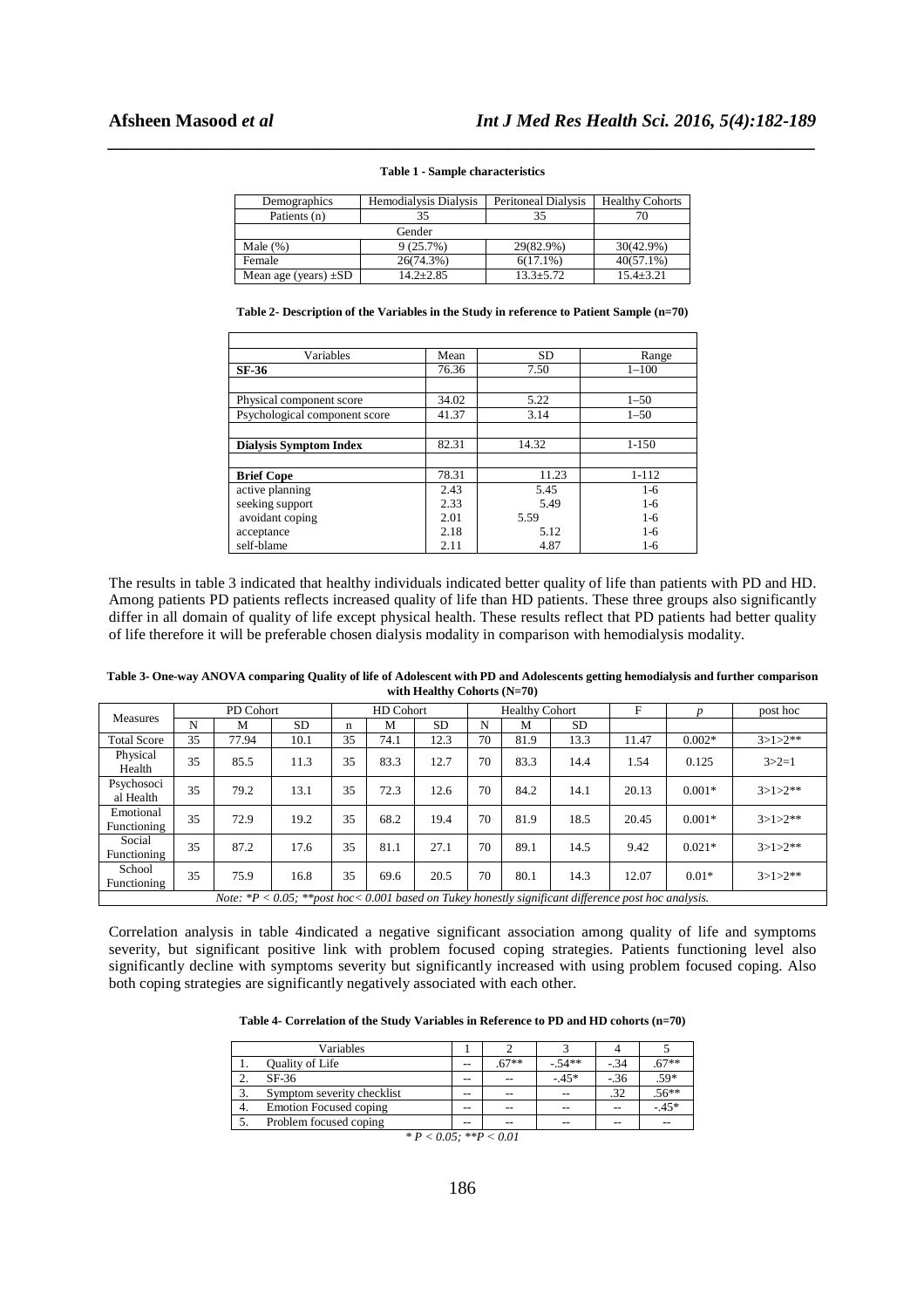**Table 1 - Sample characteristics**

| Demographics | Hemodialysis Dialysis | Peritoneal Dialysis | Healthy Cohorts |
|---|---|---|---|
| Patients (n) | 35 | 35 | 70 |
| Gender | | | |
| Male (%) | 9 (25.7%) | 29(82.9%) | 30(42.9%) |
| Female | 26(74.3%) | 6(17.1%) | 40(57.1%) |
| Mean age (years) ±SD | 14.2±2.85 | 13.3±5.72 | 15.4±3.21 |

**Table 2- Description of the Variables in the Study in reference to Patient Sample (n=70)**

| Variables | Mean | SD | Range |
|---|---|---|---|
| **SF-36** | 76.36 | 7.50 | 1–100 |
| | | | |
| Physical component score | 34.02 | 5.22 | 1–50 |
| Psychological component score | 41.37 | 3.14 | 1–50 |
| | | | |
| **Dialysis Symptom Index** | 82.31 | 14.32 | 1-150 |
| | | | |
| **Brief Cope** | 78.31 | 11.23 | 1-112 |
| active planning | 2.43 | 5.45 | 1-6 |
| seeking support | 2.33 | 5.49 | 1-6 |
| avoidant coping | 2.01 | 5.59 | 1-6 |
| acceptance | 2.18 | 5.12 | 1-6 |
| self-blame | 2.11 | 4.87 | 1-6 |

The results in table 3 indicated that healthy individuals indicated better quality of life than patients with PD and HD. Among patients PD patients reflects increased quality of life than HD patients. These three groups also significantly differ in all domain of quality of life except physical health. These results reflect that PD patients had better quality of life therefore it will be preferable chosen dialysis modality in comparison with hemodialysis modality.

**Table 3- One-way ANOVA comparing Quality of life of Adolescent with PD and Adolescents getting hemodialysis and further comparison with Healthy Cohorts (N=70)**

| Measures | PD Cohort | | | HD Cohort | | | Healthy Cohort | | | F | $p$ | post hoc |
|---|---|---|---|---|---|---|---|---|---|---|---|---|
| | N | M | SD | n | M | SD | N | M | SD | | | |
| Total Score | 35 | 77.94 | 10.1 | 35 | 74.1 | 12.3 | 70 | 81.9 | 13.3 | 11.47 | 0.002* | 3>1>2** |
| Physical Health | 35 | 85.5 | 11.3 | 35 | 83.3 | 12.7 | 70 | 83.3 | 14.4 | 1.54 | 0.125 | 3>2=1 |
| Psychosocial Health | 35 | 79.2 | 13.1 | 35 | 72.3 | 12.6 | 70 | 84.2 | 14.1 | 20.13 | 0.001* | 3>1>2** |
| Emotional Functioning | 35 | 72.9 | 19.2 | 35 | 68.2 | 19.4 | 70 | 81.9 | 18.5 | 20.45 | 0.001* | 3>1>2** |
| Social Functioning | 35 | 87.2 | 17.6 | 35 | 81.1 | 27.1 | 70 | 89.1 | 14.5 | 9.42 | 0.021* | 3>1>2** |
| School Functioning | 35 | 75.9 | 16.8 | 35 | 69.6 | 20.5 | 70 | 80.1 | 14.3 | 12.07 | 0.01* | 3>1>2** |

*Note: *P < 0.05; **post hoc< 0.001 based on Tukey honestly significant difference post hoc analysis.*

Correlation analysis in table 4indicated a negative significant association among quality of life and symptoms severity, but significant positive link with problem focused coping strategies. Patients functioning level also significantly decline with symptoms severity but significantly increased with using problem focused coping. Also both coping strategies are significantly negatively associated with each other.

**Table 4- Correlation of the Study Variables in Reference to PD and HD cohorts (n=70)**

| Variables | 1 | 2 | 3 | 4 | 5 |
|---|---|---|---|---|---|
| 1. Quality of Life | -- | .67** | -.54** | -.34 | .67** |
| 2. SF-36 | -- | -- | -.45* | -.36 | .59* |
| 3. Symptom severity checklist | -- | -- | -- | .32 | .56** |
| 4. Emotion Focused coping | -- | -- | -- | -- | -.45* |
| 5. Problem focused coping | -- | -- | -- | -- | -- |

*$* P < 0.05$; $** P < 0.01$*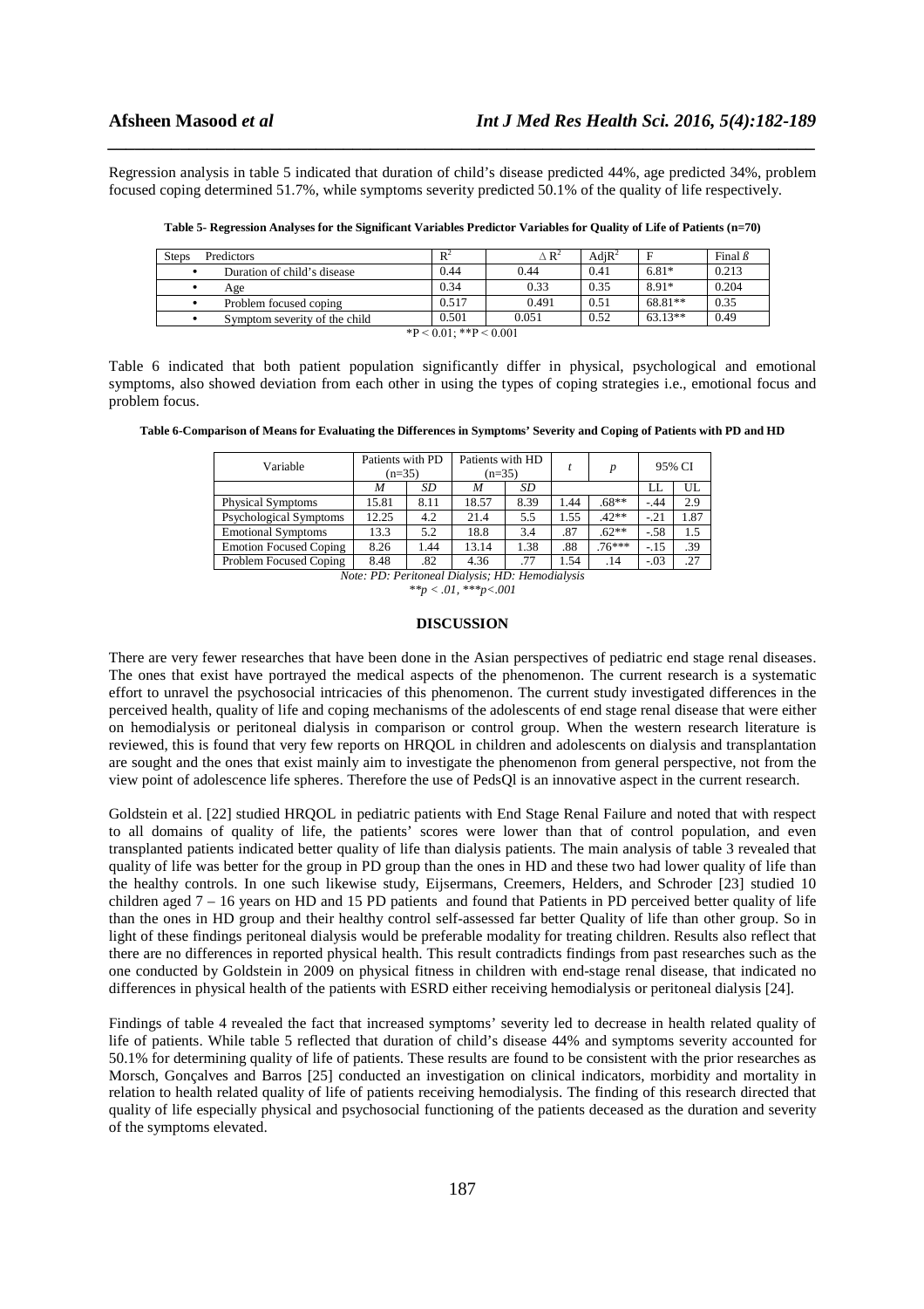Regression analysis in table 5 indicated that duration of child's disease predicted 44%, age predicted 34%, problem focused coping determined 51.7%, while symptoms severity predicted 50.1% of the quality of life respectively.

**Table 5- Regression Analyses for the Significant Variables Predictor Variables for Quality of Life of Patients (n=70)**

| Steps | Predictors | $R^2$ | $\Delta R^2$ | $AdjR^2$ | F | Final ß |
|---|---|---|---|---|---|---|
| • | Duration of child's disease | 0.44 | 0.44 | 0.41 | 6.81* | 0.213 |
| • | Age | 0.34 | 0.33 | 0.35 | 8.91* | 0.204 |
| • | Problem focused coping | 0.517 | 0.491 | 0.51 | 68.81** | 0.35 |
| • | Symptom severity of the child | 0.501 | 0.051 | 0.52 | 63.13** | 0.49 |

*P < 0.01; **P < 0.001

Table 6 indicated that both patient population significantly differ in physical, psychological and emotional symptoms, also showed deviation from each other in using the types of coping strategies i.e., emotional focus and problem focus.

**Table 6-Comparison of Means for Evaluating the Differences in Symptoms' Severity and Coping of Patients with PD and HD**

| Variable | Patients with PD (n=35) | | Patients with HD (n=35) | | *t* | *p* | 95% CI | |
|---|---|---|---|---|---|---|---|---|
| | *M* | *SD* | *M* | *SD* | | | LL | UL |
| Physical Symptoms | 15.81 | 8.11 | 18.57 | 8.39 | 1.44 | .68** | -.44 | 2.9 |
| Psychological Symptoms | 12.25 | 4.2 | 21.4 | 5.5 | 1.55 | .42** | -.21 | 1.87 |
| Emotional Symptoms | 13.3 | 5.2 | 18.8 | 3.4 | .87 | .62** | -.58 | 1.5 |
| Emotion Focused Coping | 8.26 | 1.44 | 13.14 | 1.38 | .88 | .76*** | -.15 | .39 |
| Problem Focused Coping | 8.48 | .82 | 4.36 | .77 | 1.54 | .14 | -.03 | .27 |

*Note: PD: Peritoneal Dialysis; HD: Hemodialysis*
*\*\*p < .01, \*\*\*p<.001*

## DISCUSSION

There are very fewer researches that have been done in the Asian perspectives of pediatric end stage renal diseases. The ones that exist have portrayed the medical aspects of the phenomenon. The current research is a systematic effort to unravel the psychosocial intricacies of this phenomenon. The current study investigated differences in the perceived health, quality of life and coping mechanisms of the adolescents of end stage renal disease that were either on hemodialysis or peritoneal dialysis in comparison or control group. When the western research literature is reviewed, this is found that very few reports on HRQOL in children and adolescents on dialysis and transplantation are sought and the ones that exist mainly aim to investigate the phenomenon from general perspective, not from the view point of adolescence life spheres. Therefore the use of PedsQl is an innovative aspect in the current research.

Goldstein et al. [22] studied HRQOL in pediatric patients with End Stage Renal Failure and noted that with respect to all domains of quality of life, the patients' scores were lower than that of control population, and even transplanted patients indicated better quality of life than dialysis patients. The main analysis of table 3 revealed that quality of life was better for the group in PD group than the ones in HD and these two had lower quality of life than the healthy controls. In one such likewise study, Eijsermans, Creemers, Helders, and Schroder [23] studied 10 children aged 7 – 16 years on HD and 15 PD patients and found that Patients in PD perceived better quality of life than the ones in HD group and their healthy control self-assessed far better Quality of life than other group. So in light of these findings peritoneal dialysis would be preferable modality for treating children. Results also reflect that there are no differences in reported physical health. This result contradicts findings from past researches such as the one conducted by Goldstein in 2009 on physical fitness in children with end-stage renal disease, that indicated no differences in physical health of the patients with ESRD either receiving hemodialysis or peritoneal dialysis [24].

Findings of table 4 revealed the fact that increased symptoms' severity led to decrease in health related quality of life of patients. While table 5 reflected that duration of child's disease 44% and symptoms severity accounted for 50.1% for determining quality of life of patients. These results are found to be consistent with the prior researches as Morsch, Gonçalves and Barros [25] conducted an investigation on clinical indicators, morbidity and mortality in relation to health related quality of life of patients receiving hemodialysis. The finding of this research directed that quality of life especially physical and psychosocial functioning of the patients deceased as the duration and severity of the symptoms elevated.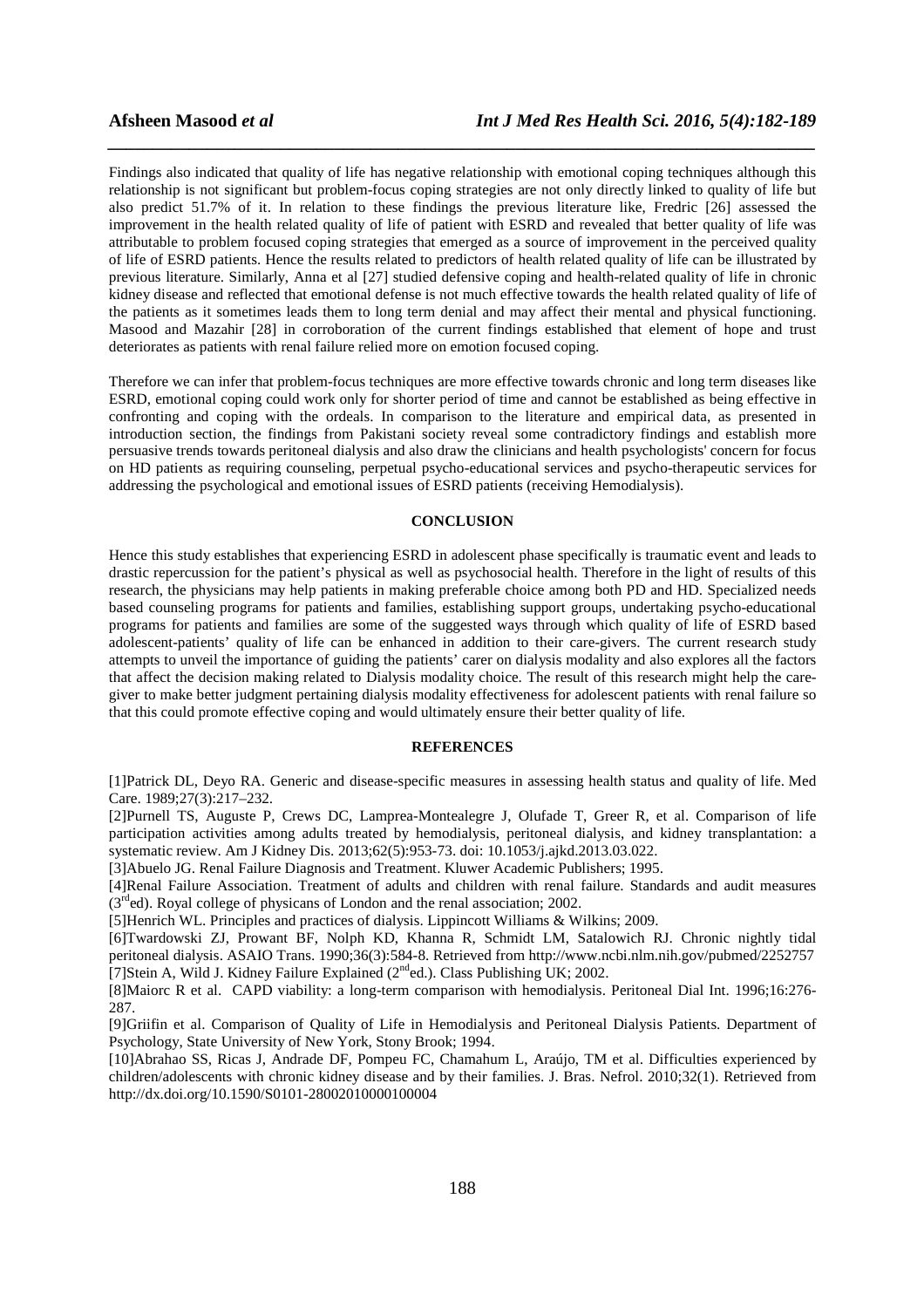Findings also indicated that quality of life has negative relationship with emotional coping techniques although this relationship is not significant but problem-focus coping strategies are not only directly linked to quality of life but also predict 51.7% of it. In relation to these findings the previous literature like, Fredric [26] assessed the improvement in the health related quality of life of patient with ESRD and revealed that better quality of life was attributable to problem focused coping strategies that emerged as a source of improvement in the perceived quality of life of ESRD patients. Hence the results related to predictors of health related quality of life can be illustrated by previous literature. Similarly, Anna et al [27] studied defensive coping and health-related quality of life in chronic kidney disease and reflected that emotional defense is not much effective towards the health related quality of life of the patients as it sometimes leads them to long term denial and may affect their mental and physical functioning. Masood and Mazahir [28] in corroboration of the current findings established that element of hope and trust deteriorates as patients with renal failure relied more on emotion focused coping.

Therefore we can infer that problem-focus techniques are more effective towards chronic and long term diseases like ESRD, emotional coping could work only for shorter period of time and cannot be established as being effective in confronting and coping with the ordeals. In comparison to the literature and empirical data, as presented in introduction section, the findings from Pakistani society reveal some contradictory findings and establish more persuasive trends towards peritoneal dialysis and also draw the clinicians and health psychologists' concern for focus on HD patients as requiring counseling, perpetual psycho-educational services and psycho-therapeutic services for addressing the psychological and emotional issues of ESRD patients (receiving Hemodialysis).

## CONCLUSION

Hence this study establishes that experiencing ESRD in adolescent phase specifically is traumatic event and leads to drastic repercussion for the patient's physical as well as psychosocial health. Therefore in the light of results of this research, the physicians may help patients in making preferable choice among both PD and HD. Specialized needs based counseling programs for patients and families, establishing support groups, undertaking psycho-educational programs for patients and families are some of the suggested ways through which quality of life of ESRD based adolescent-patients' quality of life can be enhanced in addition to their care-givers. The current research study attempts to unveil the importance of guiding the patients' carer on dialysis modality and also explores all the factors that affect the decision making related to Dialysis modality choice. The result of this research might help the care-giver to make better judgment pertaining dialysis modality effectiveness for adolescent patients with renal failure so that this could promote effective coping and would ultimately ensure their better quality of life.

## REFERENCES

[1]Patrick DL, Deyo RA. Generic and disease-specific measures in assessing health status and quality of life. Med Care. 1989;27(3):217–232.

[2]Purnell TS, Auguste P, Crews DC, Lamprea-Montealegre J, Olufade T, Greer R, et al. Comparison of life participation activities among adults treated by hemodialysis, peritoneal dialysis, and kidney transplantation: a systematic review. Am J Kidney Dis. 2013;62(5):953-73. doi: 10.1053/j.ajkd.2013.03.022.

[3]Abuelo JG. Renal Failure Diagnosis and Treatment. Kluwer Academic Publishers; 1995.

[4]Renal Failure Association. Treatment of adults and children with renal failure. Standards and audit measures (3rd ed). Royal college of physicans of London and the renal association; 2002.

[5]Henrich WL. Principles and practices of dialysis. Lippincott Williams & Wilkins; 2009.

[6]Twardowski ZJ, Prowant BF, Nolph KD, Khanna R, Schmidt LM, Satalowich RJ. Chronic nightly tidal peritoneal dialysis. ASAIO Trans. 1990;36(3):584-8. Retrieved from http://www.ncbi.nlm.nih.gov/pubmed/2252757

[7]Stein A, Wild J. Kidney Failure Explained (2nd ed.). Class Publishing UK; 2002.

[8]Maiorc R et al. CAPD viability: a long-term comparison with hemodialysis. Peritoneal Dial Int. 1996;16:276-287.

[9]Griifin et al. Comparison of Quality of Life in Hemodialysis and Peritoneal Dialysis Patients. Department of Psychology, State University of New York, Stony Brook; 1994.

[10]Abrahao SS, Ricas J, Andrade DF, Pompeu FC, Chamahum L, Araújo, TM et al. Difficulties experienced by children/adolescents with chronic kidney disease and by their families. J. Bras. Nefrol. 2010;32(1). Retrieved from http://dx.doi.org/10.1590/S0101-28002010000100004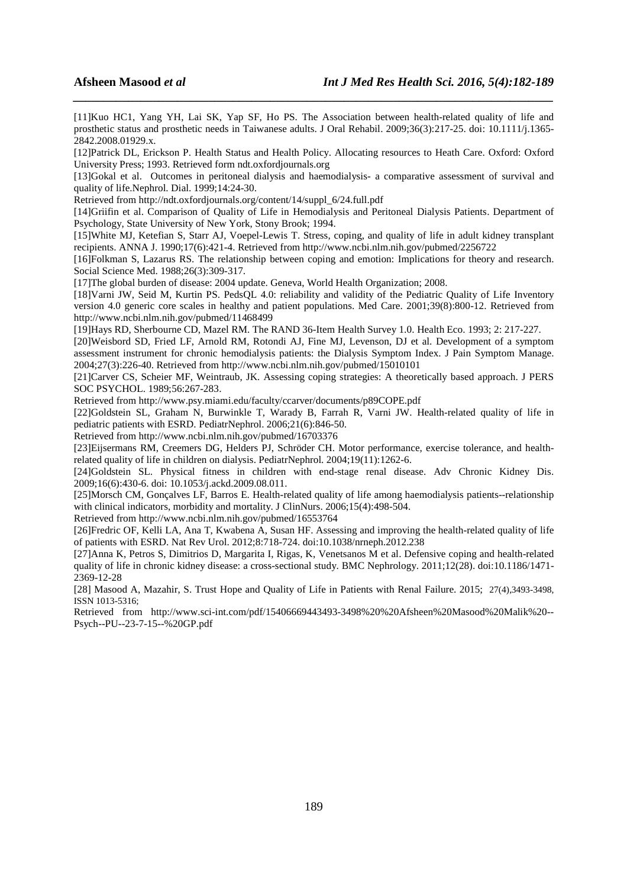[11]Kuo HC1, Yang YH, Lai SK, Yap SF, Ho PS. The Association between health-related quality of life and prosthetic status and prosthetic needs in Taiwanese adults. J Oral Rehabil. 2009;36(3):217-25. doi: 10.1111/j.1365-2842.2008.01929.x.

[12]Patrick DL, Erickson P. Health Status and Health Policy. Allocating resources to Heath Care. Oxford: Oxford University Press; 1993. Retrieved form ndt.oxfordjournals.org

[13]Gokal et al. Outcomes in peritoneal dialysis and haemodialysis- a comparative assessment of survival and quality of life.Nephrol. Dial. 1999;14:24-30.
Retrieved from http://ndt.oxfordjournals.org/content/14/suppl_6/24.full.pdf

[14]Griifin et al. Comparison of Quality of Life in Hemodialysis and Peritoneal Dialysis Patients. Department of Psychology, State University of New York, Stony Brook; 1994.

[15]White MJ, Ketefian S, Starr AJ, Voepel-Lewis T. Stress, coping, and quality of life in adult kidney transplant recipients. ANNA J. 1990;17(6):421-4. Retrieved from http://www.ncbi.nlm.nih.gov/pubmed/2256722

[16]Folkman S, Lazarus RS. The relationship between coping and emotion: Implications for theory and research. Social Science Med. 1988;26(3):309-317.

[17]The global burden of disease: 2004 update. Geneva, World Health Organization; 2008.

[18]Varni JW, Seid M, Kurtin PS. PedsQL 4.0: reliability and validity of the Pediatric Quality of Life Inventory version 4.0 generic core scales in healthy and patient populations. Med Care. 2001;39(8):800-12. Retrieved from http://www.ncbi.nlm.nih.gov/pubmed/11468499

[19]Hays RD, Sherbourne CD, Mazel RM. The RAND 36-Item Health Survey 1.0. Health Eco. 1993; 2: 217-227.

[20]Weisbord SD, Fried LF, Arnold RM, Rotondi AJ, Fine MJ, Levenson, DJ et al. Development of a symptom assessment instrument for chronic hemodialysis patients: the Dialysis Symptom Index. J Pain Symptom Manage. 2004;27(3):226-40. Retrieved from http://www.ncbi.nlm.nih.gov/pubmed/15010101

[21]Carver CS, Scheier MF, Weintraub, JK. Assessing coping strategies: A theoretically based approach. J PERS SOC PSYCHOL. 1989;56:267-283.
Retrieved from http://www.psy.miami.edu/faculty/ccarver/documents/p89COPE.pdf

[22]Goldstein SL, Graham N, Burwinkle T, Warady B, Farrah R, Varni JW. Health-related quality of life in pediatric patients with ESRD. PediatrNephrol. 2006;21(6):846-50.
Retrieved from http://www.ncbi.nlm.nih.gov/pubmed/16703376

[23]Eijsermans RM, Creemers DG, Helders PJ, Schröder CH. Motor performance, exercise tolerance, and health-related quality of life in children on dialysis. PediatrNephrol. 2004;19(11):1262-6.

[24]Goldstein SL. Physical fitness in children with end-stage renal disease. Adv Chronic Kidney Dis. 2009;16(6):430-6. doi: 10.1053/j.ackd.2009.08.011.

[25]Morsch CM, Gonçalves LF, Barros E. Health-related quality of life among haemodialysis patients--relationship with clinical indicators, morbidity and mortality. J ClinNurs. 2006;15(4):498-504.
Retrieved from http://www.ncbi.nlm.nih.gov/pubmed/16553764

[26]Fredric OF, Kelli LA, Ana T, Kwabena A, Susan HF. Assessing and improving the health-related quality of life of patients with ESRD. Nat Rev Urol. 2012;8:718-724. doi:10.1038/nrneph.2012.238

[27]Anna K, Petros S, Dimitrios D, Margarita I, Rigas, K, Venetsanos M et al. Defensive coping and health-related quality of life in chronic kidney disease: a cross-sectional study. BMC Nephrology. 2011;12(28). doi:10.1186/1471-2369-12-28

[28] Masood A, Mazahir, S. Trust Hope and Quality of Life in Patients with Renal Failure. 2015; 27(4),3493-3498, ISSN 1013-5316;
Retrieved from http://www.sci-int.com/pdf/15406669443493-3498%20%20Afsheen%20Masood%20Malik%20--Psych--PU--23-7-15--%20GP.pdf